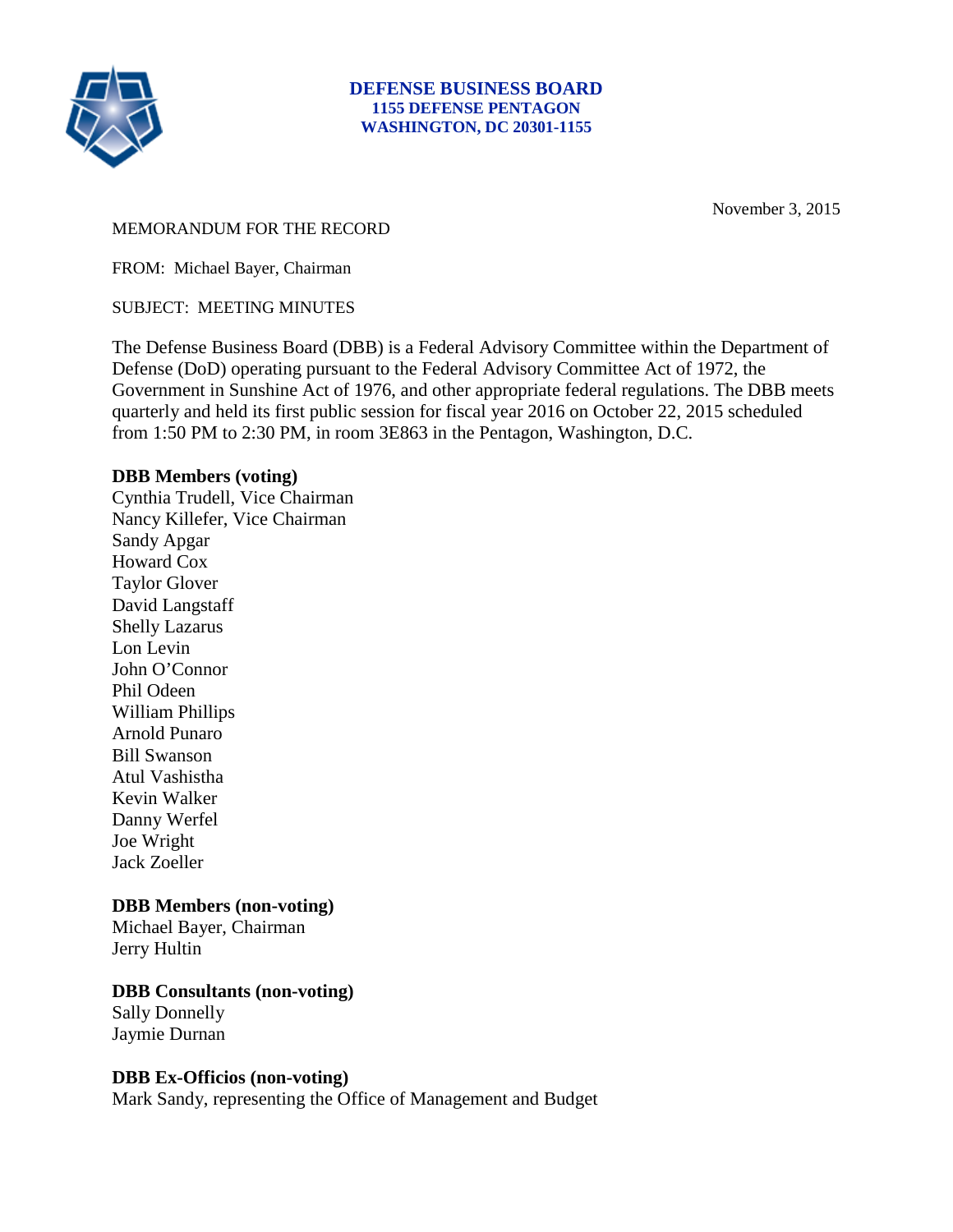**DEFENSE BUSINESS BOARD**
**1155 DEFENSE PENTAGON**
**WASHINGTON, DC 20301-1155**

November 3, 2015

MEMORANDUM FOR THE RECORD

FROM: Michael Bayer, Chairman

SUBJECT: MEETING MINUTES

The Defense Business Board (DBB) is a Federal Advisory Committee within the Department of Defense (DoD) operating pursuant to the Federal Advisory Committee Act of 1972, the Government in Sunshine Act of 1976, and other appropriate federal regulations. The DBB meets quarterly and held its first public session for fiscal year 2016 on October 22, 2015 scheduled from 1:50 PM to 2:30 PM, in room 3E863 in the Pentagon, Washington, D.C.

**DBB Members (voting)**

Cynthia Trudell, Vice Chairman
Nancy Killefer, Vice Chairman
Sandy Apgar
Howard Cox
Taylor Glover
David Langstaff
Shelly Lazarus
Lon Levin
John O'Connor
Phil Odeen
William Phillips
Arnold Punaro
Bill Swanson
Atul Vashistha
Kevin Walker
Danny Werfel
Joe Wright
Jack Zoeller

**DBB Members (non-voting)**

Michael Bayer, Chairman
Jerry Hultin

**DBB Consultants (non-voting)**

Sally Donnelly
Jaymie Durnan

**DBB Ex-Officios (non-voting)**

Mark Sandy, representing the Office of Management and Budget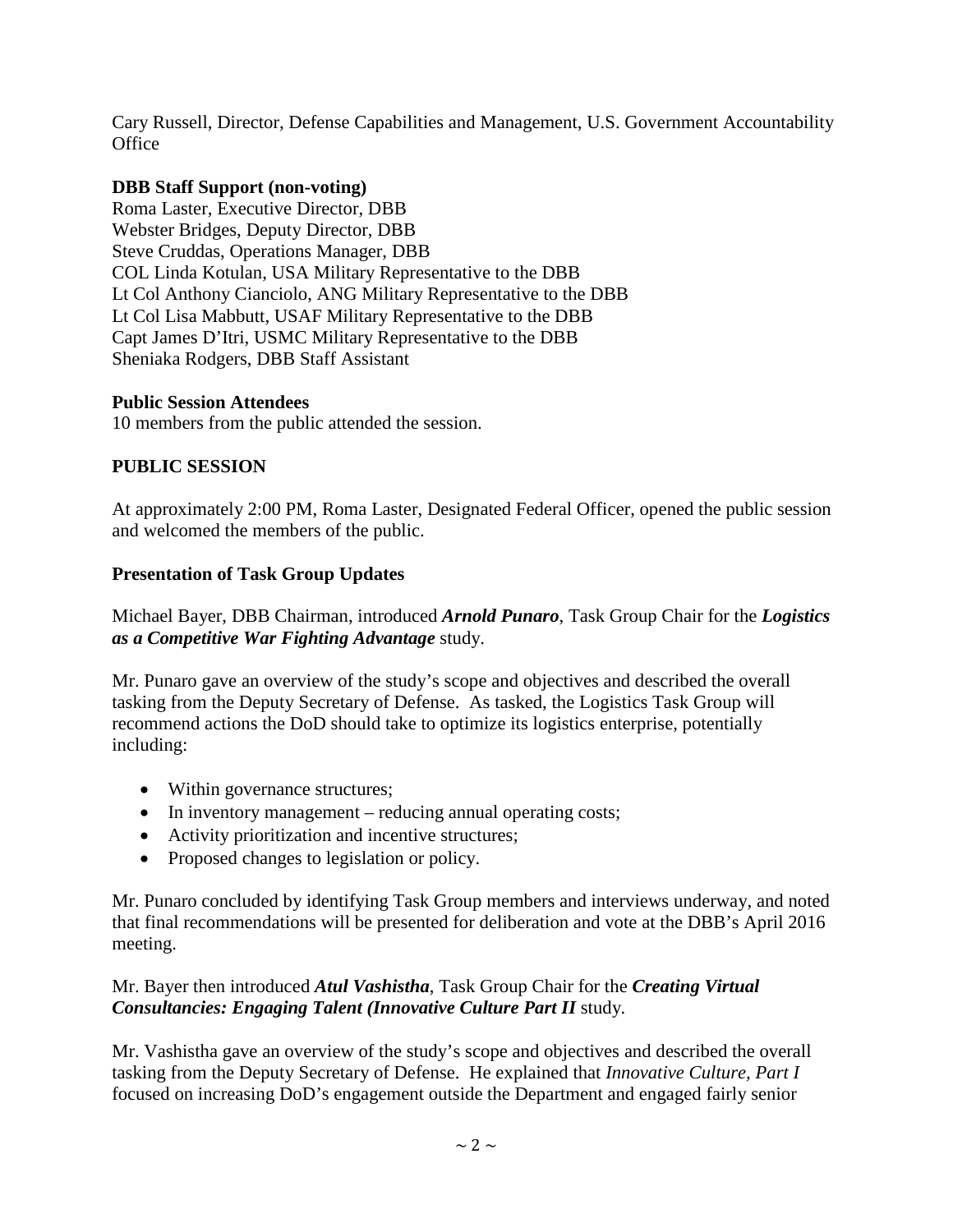Cary Russell, Director, Defense Capabilities and Management, U.S. Government Accountability Office

**DBB Staff Support (non-voting)**
Roma Laster, Executive Director, DBB
Webster Bridges, Deputy Director, DBB
Steve Cruddas, Operations Manager, DBB
COL Linda Kotulan, USA Military Representative to the DBB
Lt Col Anthony Cianciolo, ANG Military Representative to the DBB
Lt Col Lisa Mabbutt, USAF Military Representative to the DBB
Capt James D'Itri, USMC Military Representative to the DBB
Sheniaka Rodgers, DBB Staff Assistant

**Public Session Attendees**
10 members from the public attended the session.

**PUBLIC SESSION**

At approximately 2:00 PM, Roma Laster, Designated Federal Officer, opened the public session and welcomed the members of the public.

**Presentation of Task Group Updates**

Michael Bayer, DBB Chairman, introduced ***Arnold Punaro***, Task Group Chair for the ***Logistics as a Competitive War Fighting Advantage*** study.

Mr. Punaro gave an overview of the study's scope and objectives and described the overall tasking from the Deputy Secretary of Defense. As tasked, the Logistics Task Group will recommend actions the DoD should take to optimize its logistics enterprise, potentially including:

- Within governance structures;
- In inventory management – reducing annual operating costs;
- Activity prioritization and incentive structures;
- Proposed changes to legislation or policy.

Mr. Punaro concluded by identifying Task Group members and interviews underway, and noted that final recommendations will be presented for deliberation and vote at the DBB's April 2016 meeting.

Mr. Bayer then introduced ***Atul Vashistha***, Task Group Chair for the ***Creating Virtual Consultancies: Engaging Talent (Innovative Culture Part II*** study.

Mr. Vashistha gave an overview of the study's scope and objectives and described the overall tasking from the Deputy Secretary of Defense. He explained that *Innovative Culture, Part I* focused on increasing DoD's engagement outside the Department and engaged fairly senior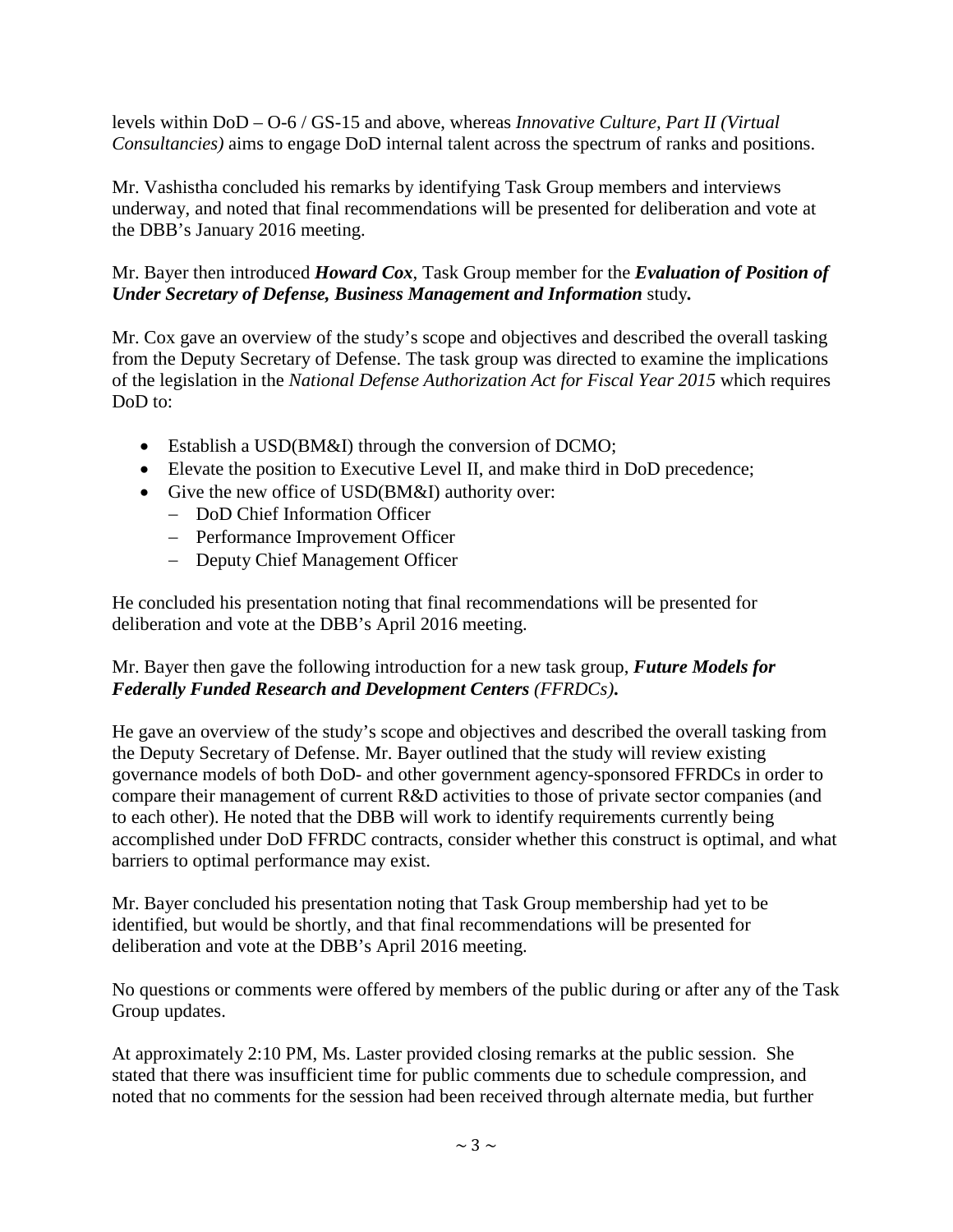levels within DoD – O-6 / GS-15 and above, whereas *Innovative Culture, Part II (Virtual Consultancies)* aims to engage DoD internal talent across the spectrum of ranks and positions.

Mr. Vashistha concluded his remarks by identifying Task Group members and interviews underway, and noted that final recommendations will be presented for deliberation and vote at the DBB's January 2016 meeting.

Mr. Bayer then introduced ***Howard Cox***, Task Group member for the ***Evaluation of Position of Under Secretary of Defense, Business Management and Information*** study**.**

Mr. Cox gave an overview of the study's scope and objectives and described the overall tasking from the Deputy Secretary of Defense. The task group was directed to examine the implications of the legislation in the *National Defense Authorization Act for Fiscal Year 2015* which requires DoD to:

- Establish a USD(BM&I) through the conversion of DCMO;
- Elevate the position to Executive Level II, and make third in DoD precedence;
- Give the new office of USD(BM&I) authority over:
  - DoD Chief Information Officer
  - Performance Improvement Officer
  - Deputy Chief Management Officer

He concluded his presentation noting that final recommendations will be presented for deliberation and vote at the DBB's April 2016 meeting.

Mr. Bayer then gave the following introduction for a new task group, ***Future Models for Federally Funded Research and Development Centers*** *(FFRDCs)***.**

He gave an overview of the study's scope and objectives and described the overall tasking from the Deputy Secretary of Defense. Mr. Bayer outlined that the study will review existing governance models of both DoD- and other government agency-sponsored FFRDCs in order to compare their management of current R&D activities to those of private sector companies (and to each other). He noted that the DBB will work to identify requirements currently being accomplished under DoD FFRDC contracts, consider whether this construct is optimal, and what barriers to optimal performance may exist.

Mr. Bayer concluded his presentation noting that Task Group membership had yet to be identified, but would be shortly, and that final recommendations will be presented for deliberation and vote at the DBB's April 2016 meeting.

No questions or comments were offered by members of the public during or after any of the Task Group updates.

At approximately 2:10 PM, Ms. Laster provided closing remarks at the public session. She stated that there was insufficient time for public comments due to schedule compression, and noted that no comments for the session had been received through alternate media, but further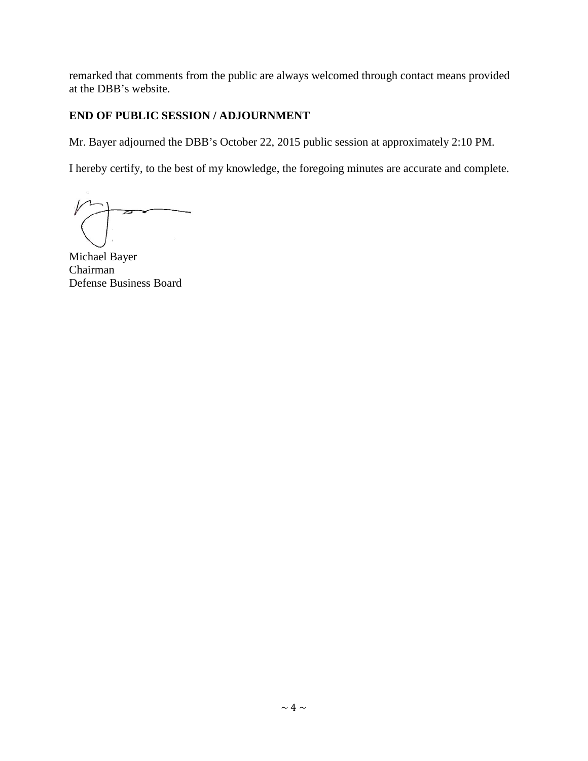remarked that comments from the public are always welcomed through contact means provided at the DBB's website.

**END OF PUBLIC SESSION / ADJOURNMENT**

Mr. Bayer adjourned the DBB's October 22, 2015 public session at approximately 2:10 PM.

I hereby certify, to the best of my knowledge, the foregoing minutes are accurate and complete.

Michael Bayer
Chairman
Defense Business Board